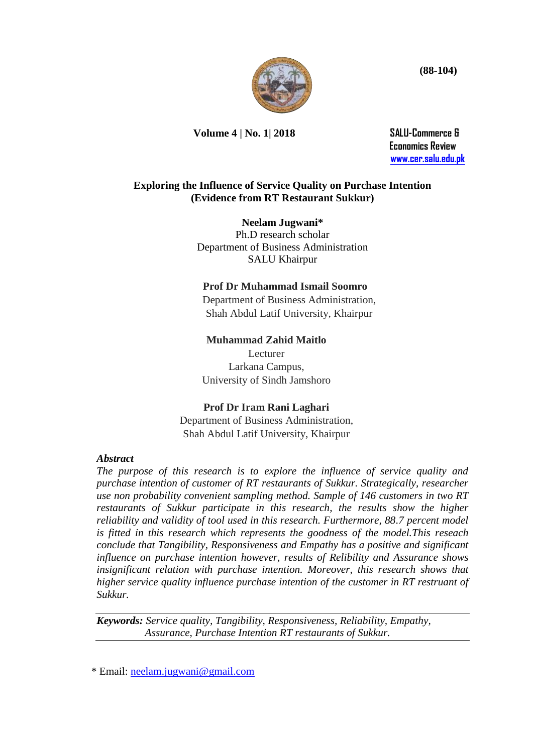# Exploring the Influence of Service Quality on Purchase Intention (Evidence from RT Restaurant Sukkur)

**Neelam Jugwani***
Ph.D research scholar
Department of Business Administration
SALU Khairpur

**Prof Dr Muhammad Ismail Soomro**
Department of Business Administration,
Shah Abdul Latif University, Khairpur

**Muhammad Zahid Maitlo**
Lecturer
Larkana Campus,
University of Sindh Jamshoro

**Prof Dr Iram Rani Laghari**
Department of Business Administration,
Shah Abdul Latif University, Khairpur

## *Abstract*

*The purpose of this research is to explore the influence of service quality and purchase intention of customer of RT restaurants of Sukkur. Strategically, researcher use non probability convenient sampling method. Sample of 146 customers in two RT restaurants of Sukkur participate in this research, the results show the higher reliability and validity of tool used in this research. Furthermore, 88.7 percent model is fitted in this research which represents the goodness of the model.This reseach conclude that Tangibility, Responsiveness and Empathy has a positive and significant influence on purchase intention however, results of Relibility and Assurance shows insignificant relation with purchase intention. Moreover, this research shows that higher service quality influence purchase intention of the customer in RT restruant of Sukkur.*

***Keywords:*** *Service quality, Tangibility, Responsiveness, Reliability, Empathy, Assurance, Purchase Intention RT restaurants of Sukkur.*

* Email: neelam.jugwani@gmail.com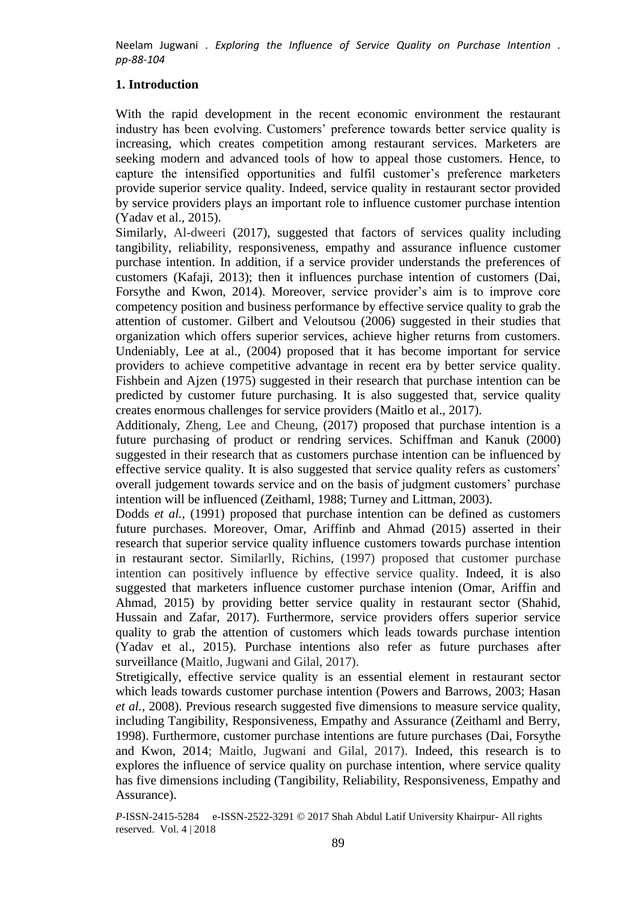## 1. Introduction

With the rapid development in the recent economic environment the restaurant industry has been evolving. Customers' preference towards better service quality is increasing, which creates competition among restaurant services. Marketers are seeking modern and advanced tools of how to appeal those customers. Hence, to capture the intensified opportunities and fulfil customer's preference marketers provide superior service quality. Indeed, service quality in restaurant sector provided by service providers plays an important role to influence customer purchase intention (Yadav et al., 2015).

Similarly, Al-dweeri (2017), suggested that factors of services quality including tangibility, reliability, responsiveness, empathy and assurance influence customer purchase intention. In addition, if a service provider understands the preferences of customers (Kafaji, 2013); then it influences purchase intention of customers (Dai, Forsythe and Kwon, 2014). Moreover, service provider's aim is to improve core competency position and business performance by effective service quality to grab the attention of customer. Gilbert and Veloutsou (2006) suggested in their studies that organization which offers superior services, achieve higher returns from customers. Undeniably, Lee at al., (2004) proposed that it has become important for service providers to achieve competitive advantage in recent era by better service quality. Fishbein and Ajzen (1975) suggested in their research that purchase intention can be predicted by customer future purchasing. It is also suggested that, service quality creates enormous challenges for service providers (Maitlo et al., 2017).

Additionaly, Zheng, Lee and Cheung, (2017) proposed that purchase intention is a future purchasing of product or rendring services. Schiffman and Kanuk (2000) suggested in their research that as customers purchase intention can be influenced by effective service quality. It is also suggested that service quality refers as customers' overall judgement towards service and on the basis of judgment customers' purchase intention will be influenced (Zeithaml, 1988; Turney and Littman, 2003).

Dodds *et al.,* (1991) proposed that purchase intention can be defined as customers future purchases. Moreover, Omar, Ariffinb and Ahmad (2015) asserted in their research that superior service quality influence customers towards purchase intention in restaurant sector. Similarlly, Richins, (1997) proposed that customer purchase intention can positively influence by effective service quality. Indeed, it is also suggested that marketers influence customer purchase intenion (Omar, Ariffin and Ahmad, 2015) by providing better service quality in restaurant sector (Shahid, Hussain and Zafar, 2017). Furthermore, service providers offers superior service quality to grab the attention of customers which leads towards purchase intention (Yadav et al., 2015). Purchase intentions also refer as future purchases after surveillance (Maitlo, Jugwani and Gilal, 2017).

Stretigically, effective service quality is an essential element in restaurant sector which leads towards customer purchase intention (Powers and Barrows, 2003; Hasan *et al.,* 2008). Previous research suggested five dimensions to measure service quality, including Tangibility, Responsiveness, Empathy and Assurance (Zeithaml and Berry, 1998). Furthermore, customer purchase intentions are future purchases (Dai, Forsythe and Kwon, 2014; Maitlo, Jugwani and Gilal, 2017). Indeed, this research is to explores the influence of service quality on purchase intention, where service quality has five dimensions including (Tangibility, Reliability, Responsiveness, Empathy and Assurance).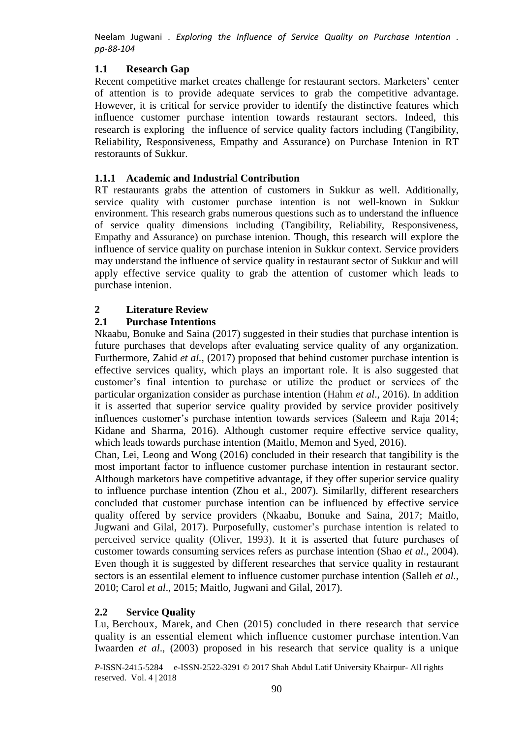### 1.1 Research Gap

Recent competitive market creates challenge for restaurant sectors. Marketers' center of attention is to provide adequate services to grab the competitive advantage. However, it is critical for service provider to identify the distinctive features which influence customer purchase intention towards restaurant sectors. Indeed, this research is exploring the influence of service quality factors including (Tangibility, Reliability, Responsiveness, Empathy and Assurance) on Purchase Intenion in RT restoraunts of Sukkur.

#### 1.1.1 Academic and Industrial Contribution

RT restaurants grabs the attention of customers in Sukkur as well. Additionally, service quality with customer purchase intention is not well-known in Sukkur environment. This research grabs numerous questions such as to understand the influence of service quality dimensions including (Tangibility, Reliability, Responsiveness, Empathy and Assurance) on purchase intenion. Though, this research will explore the influence of service quality on purchase intenion in Sukkur context. Service providers may understand the influence of service quality in restaurant sector of Sukkur and will apply effective service quality to grab the attention of customer which leads to purchase intenion.

## 2 Literature Review

### 2.1 Purchase Intentions

Nkaabu, Bonuke and Saina (2017) suggested in their studies that purchase intention is future purchases that develops after evaluating service quality of any organization. Furthermore, Zahid *et al.,* (2017) proposed that behind customer purchase intention is effective services quality, which plays an important role. It is also suggested that customer's final intention to purchase or utilize the product or services of the particular organization consider as purchase intention (Hahm *et al*., 2016). In addition it is asserted that superior service quality provided by service provider positively influences customer's purchase intention towards services (Saleem and Raja 2014; Kidane and Sharma, 2016). Although customer require effective service quality, which leads towards purchase intention (Maitlo, Memon and Syed, 2016).

Chan, Lei, Leong and Wong (2016) concluded in their research that tangibility is the most important factor to influence customer purchase intention in restaurant sector. Although marketors have competitive advantage, if they offer superior service quality to influence purchase intention (Zhou et al., 2007). Similarlly, different researchers concluded that customer purchase intention can be influenced by effective service quality offered by service providers (Nkaabu, Bonuke and Saina, 2017; Maitlo, Jugwani and Gilal, 2017). Purposefully, customer's purchase intention is related to perceived service quality (Oliver, 1993). It it is asserted that future purchases of customer towards consuming services refers as purchase intention (Shao *et al*., 2004). Even though it is suggested by different researches that service quality in restaurant sectors is an essentilal element to influence customer purchase intention (Salleh *et al.*, 2010; Carol *et al*., 2015; Maitlo, Jugwani and Gilal, 2017).

### 2.2 Service Quality

Lu, Berchoux, Marek, and Chen (2015) concluded in there research that service quality is an essential element which influence customer purchase intention.Van Iwaarden *et al*., (2003) proposed in his research that service quality is a unique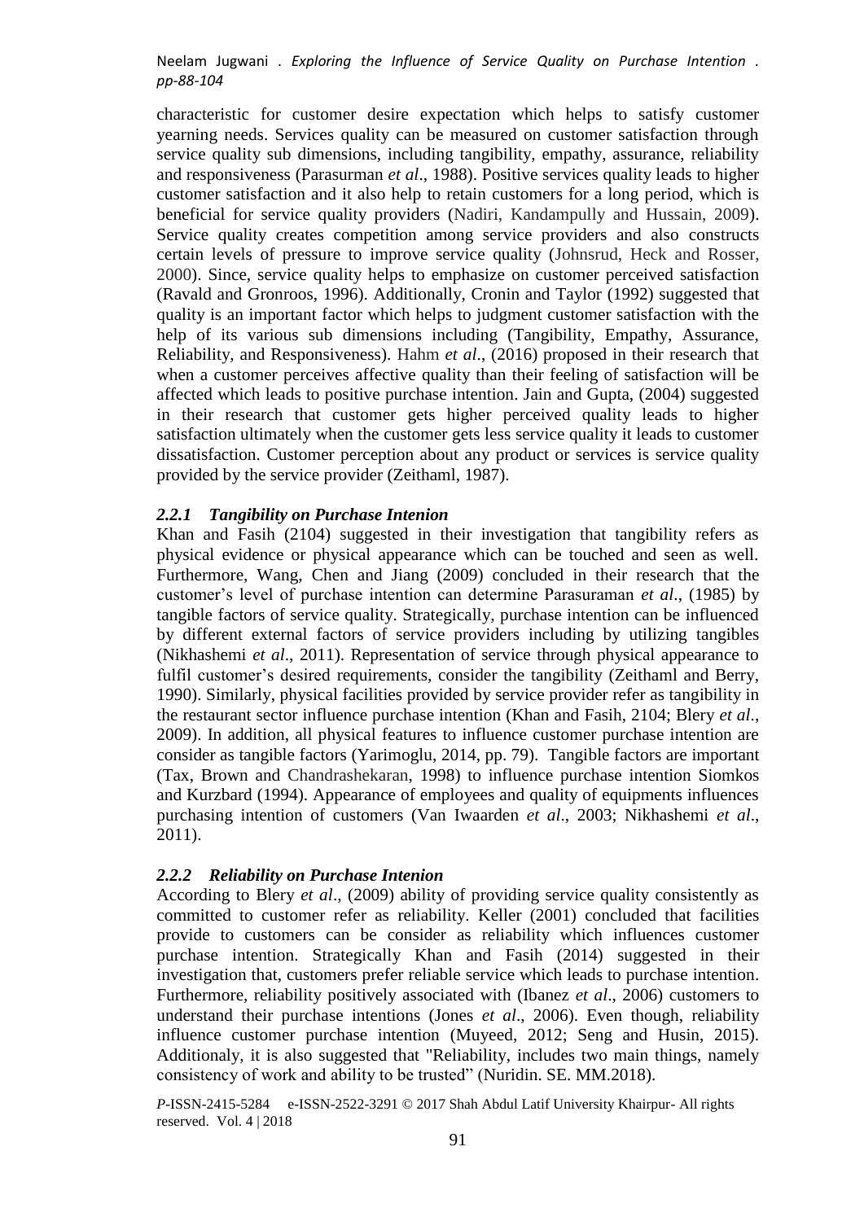characteristic for customer desire expectation which helps to satisfy customer yearning needs. Services quality can be measured on customer satisfaction through service quality sub dimensions, including tangibility, empathy, assurance, reliability and responsiveness (Parasurman *et al*., 1988). Positive services quality leads to higher customer satisfaction and it also help to retain customers for a long period, which is beneficial for service quality providers (Nadiri, Kandampully and Hussain, 2009). Service quality creates competition among service providers and also constructs certain levels of pressure to improve service quality (Johnsrud, Heck and Rosser, 2000). Since, service quality helps to emphasize on customer perceived satisfaction (Ravald and Gronroos, 1996). Additionally, Cronin and Taylor (1992) suggested that quality is an important factor which helps to judgment customer satisfaction with the help of its various sub dimensions including (Tangibility, Empathy, Assurance, Reliability, and Responsiveness). Hahm *et al*., (2016) proposed in their research that when a customer perceives affective quality than their feeling of satisfaction will be affected which leads to positive purchase intention. Jain and Gupta, (2004) suggested in their research that customer gets higher perceived quality leads to higher satisfaction ultimately when the customer gets less service quality it leads to customer dissatisfaction. Customer perception about any product or services is service quality provided by the service provider (Zeithaml, 1987).

### *2.2.1 Tangibility on Purchase Intenion*

Khan and Fasih (2104) suggested in their investigation that tangibility refers as physical evidence or physical appearance which can be touched and seen as well. Furthermore, Wang, Chen and Jiang (2009) concluded in their research that the customer's level of purchase intention can determine Parasuraman *et al*., (1985) by tangible factors of service quality. Strategically, purchase intention can be influenced by different external factors of service providers including by utilizing tangibles (Nikhashemi *et al*., 2011). Representation of service through physical appearance to fulfil customer's desired requirements, consider the tangibility (Zeithaml and Berry, 1990). Similarly, physical facilities provided by service provider refer as tangibility in the restaurant sector influence purchase intention (Khan and Fasih, 2104; Blery *et al*., 2009). In addition, all physical features to influence customer purchase intention are consider as tangible factors (Yarimoglu, 2014, pp. 79). Tangible factors are important (Tax, Brown and Chandrashekaran, 1998) to influence purchase intention Siomkos and Kurzbard (1994). Appearance of employees and quality of equipments influences purchasing intention of customers (Van Iwaarden *et al*., 2003; Nikhashemi *et al*., 2011).

### *2.2.2 Reliability on Purchase Intenion*

According to Blery *et al*., (2009) ability of providing service quality consistently as committed to customer refer as reliability. Keller (2001) concluded that facilities provide to customers can be consider as reliability which influences customer purchase intention. Strategically Khan and Fasih (2014) suggested in their investigation that, customers prefer reliable service which leads to purchase intention. Furthermore, reliability positively associated with (Ibanez *et al*., 2006) customers to understand their purchase intentions (Jones *et al*., 2006). Even though, reliability influence customer purchase intention (Muyeed, 2012; Seng and Husin, 2015). Additionaly, it is also suggested that "Reliability, includes two main things, namely consistency of work and ability to be trusted" (Nuridin. SE. MM.2018).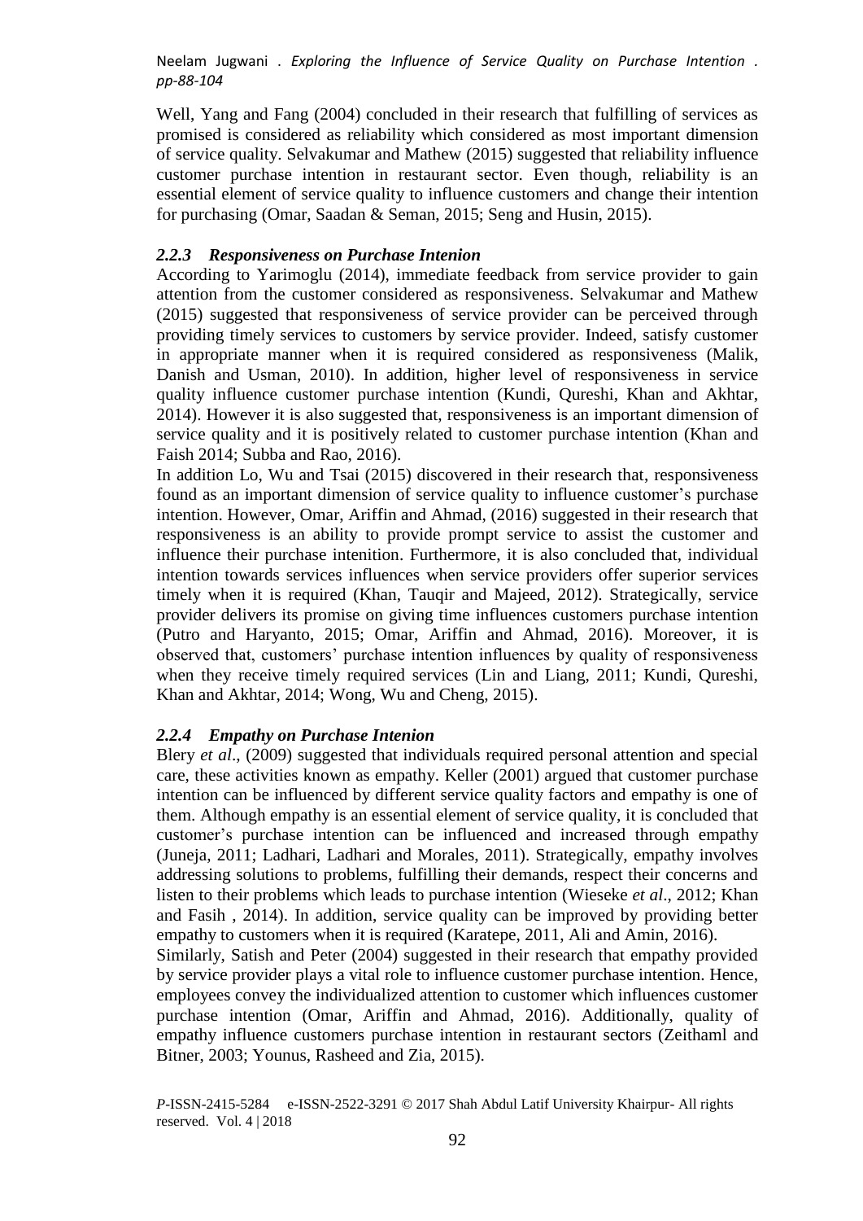Well, Yang and Fang (2004) concluded in their research that fulfilling of services as promised is considered as reliability which considered as most important dimension of service quality. Selvakumar and Mathew (2015) suggested that reliability influence customer purchase intention in restaurant sector. Even though, reliability is an essential element of service quality to influence customers and change their intention for purchasing (Omar, Saadan & Seman, 2015; Seng and Husin, 2015).

### *2.2.3 Responsiveness on Purchase Intenion*

According to Yarimoglu (2014), immediate feedback from service provider to gain attention from the customer considered as responsiveness. Selvakumar and Mathew (2015) suggested that responsiveness of service provider can be perceived through providing timely services to customers by service provider. Indeed, satisfy customer in appropriate manner when it is required considered as responsiveness (Malik, Danish and Usman, 2010). In addition, higher level of responsiveness in service quality influence customer purchase intention (Kundi, Qureshi, Khan and Akhtar, 2014). However it is also suggested that, responsiveness is an important dimension of service quality and it is positively related to customer purchase intention (Khan and Faish 2014; Subba and Rao, 2016).

In addition Lo, Wu and Tsai (2015) discovered in their research that, responsiveness found as an important dimension of service quality to influence customer's purchase intention. However, Omar, Ariffin and Ahmad, (2016) suggested in their research that responsiveness is an ability to provide prompt service to assist the customer and influence their purchase intenition. Furthermore, it is also concluded that, individual intention towards services influences when service providers offer superior services timely when it is required (Khan, Tauqir and Majeed, 2012). Strategically, service provider delivers its promise on giving time influences customers purchase intention (Putro and Haryanto, 2015; Omar, Ariffin and Ahmad, 2016). Moreover, it is observed that, customers' purchase intention influences by quality of responsiveness when they receive timely required services (Lin and Liang, 2011; Kundi, Qureshi, Khan and Akhtar, 2014; Wong, Wu and Cheng, 2015).

### *2.2.4 Empathy on Purchase Intenion*

Blery *et al*., (2009) suggested that individuals required personal attention and special care, these activities known as empathy. Keller (2001) argued that customer purchase intention can be influenced by different service quality factors and empathy is one of them. Although empathy is an essential element of service quality, it is concluded that customer's purchase intention can be influenced and increased through empathy (Juneja, 2011; Ladhari, Ladhari and Morales, 2011). Strategically, empathy involves addressing solutions to problems, fulfilling their demands, respect their concerns and listen to their problems which leads to purchase intention (Wieseke *et al*., 2012; Khan and Fasih , 2014). In addition, service quality can be improved by providing better empathy to customers when it is required (Karatepe, 2011, Ali and Amin, 2016).

Similarly, Satish and Peter (2004) suggested in their research that empathy provided by service provider plays a vital role to influence customer purchase intention. Hence, employees convey the individualized attention to customer which influences customer purchase intention (Omar, Ariffin and Ahmad, 2016). Additionally, quality of empathy influence customers purchase intention in restaurant sectors (Zeithaml and Bitner, 2003; Younus, Rasheed and Zia, 2015).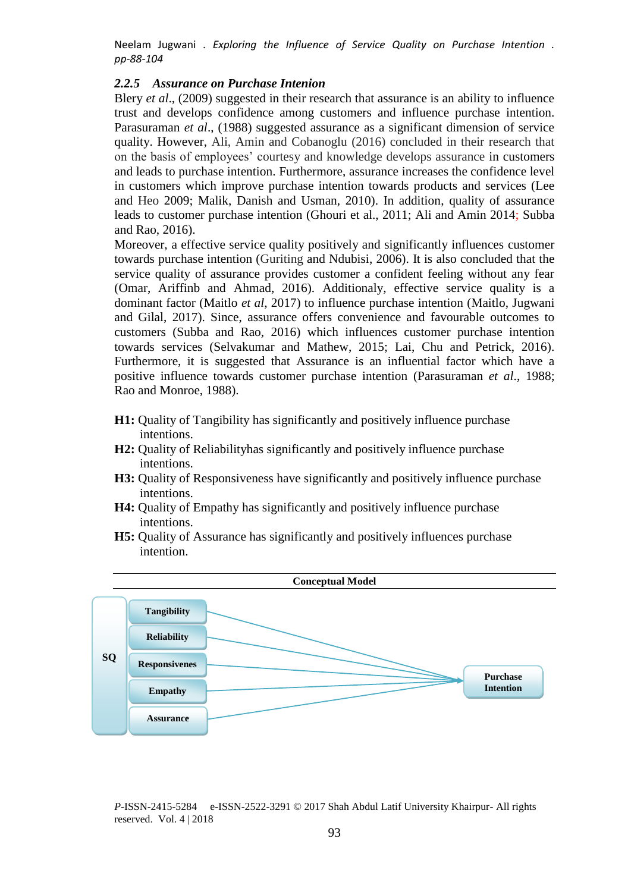### 2.2.5 *Assurance on Purchase Intenion*

Blery *et al*., (2009) suggested in their research that assurance is an ability to influence trust and develops confidence among customers and influence purchase intention. Parasuraman *et al*., (1988) suggested assurance as a significant dimension of service quality. However, Ali, Amin and Cobanoglu (2016) concluded in their research that on the basis of employees' courtesy and knowledge develops assurance in customers and leads to purchase intention. Furthermore, assurance increases the confidence level in customers which improve purchase intention towards products and services (Lee and Heo 2009; Malik, Danish and Usman, 2010). In addition, quality of assurance leads to customer purchase intention (Ghouri et al., 2011; Ali and Amin 2014; Subba and Rao, 2016).

Moreover, a effective service quality positively and significantly influences customer towards purchase intention (Guriting and Ndubisi, 2006). It is also concluded that the service quality of assurance provides customer a confident feeling without any fear (Omar, Ariffinb and Ahmad, 2016). Additionaly, effective service quality is a dominant factor (Maitlo *et al*, 2017) to influence purchase intention (Maitlo, Jugwani and Gilal, 2017). Since, assurance offers convenience and favourable outcomes to customers (Subba and Rao, 2016) which influences customer purchase intention towards services (Selvakumar and Mathew, 2015; Lai, Chu and Petrick, 2016). Furthermore, it is suggested that Assurance is an influential factor which have a positive influence towards customer purchase intention (Parasuraman *et al*., 1988; Rao and Monroe, 1988).

**H1:** Quality of Tangibility has significantly and positively influence purchase intentions.
**H2:** Quality of Reliabilityhas significantly and positively influence purchase intentions.
**H3:** Quality of Responsiveness have significantly and positively influence purchase intentions.
**H4:** Quality of Empathy has significantly and positively influence purchase intentions.
**H5:** Quality of Assurance has significantly and positively influences purchase intention.

**Conceptual Model**

SQ: Tangibility, Reliability, Responsivenes, Empathy, Assurance → Purchase Intention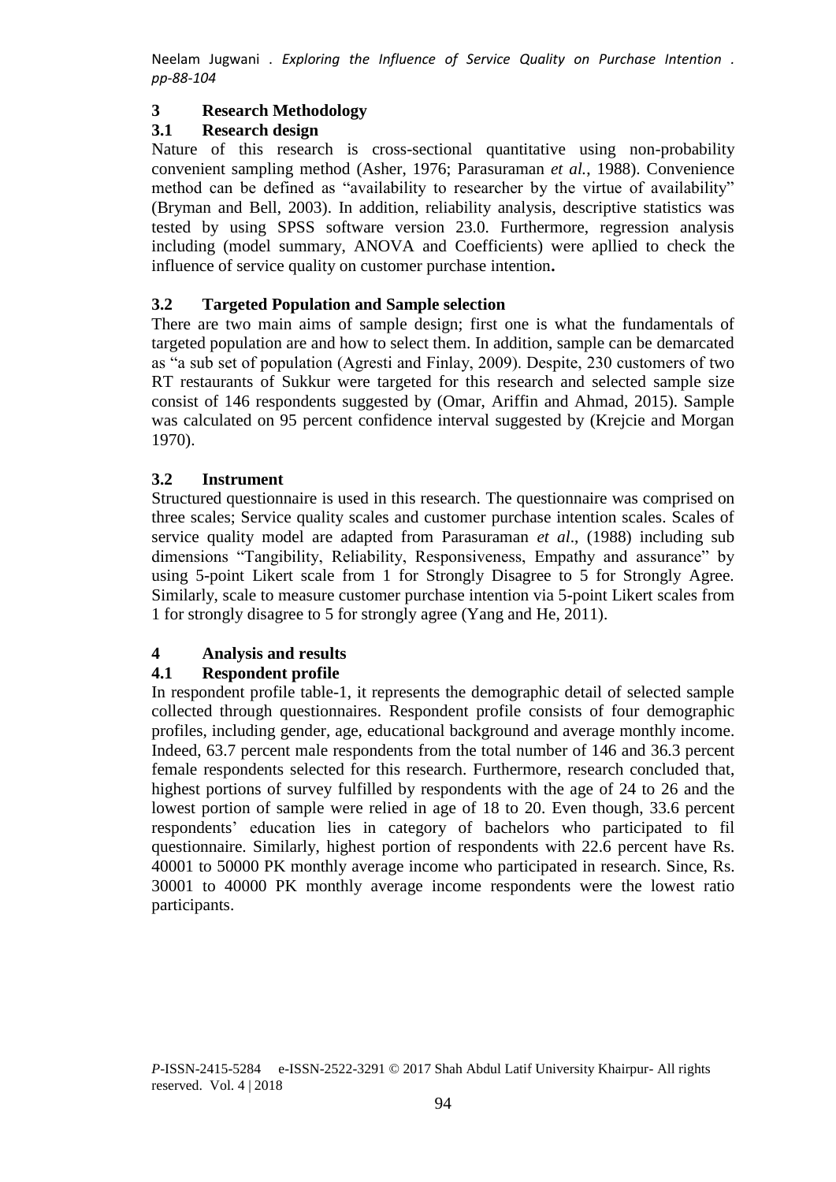## 3 Research Methodology

### 3.1 Research design

Nature of this research is cross-sectional quantitative using non-probability convenient sampling method (Asher, 1976; Parasuraman *et al.*, 1988). Convenience method can be defined as "availability to researcher by the virtue of availability" (Bryman and Bell, 2003). In addition, reliability analysis, descriptive statistics was tested by using SPSS software version 23.0. Furthermore, regression analysis including (model summary, ANOVA and Coefficients) were apllied to check the influence of service quality on customer purchase intention**.**

### 3.2 Targeted Population and Sample selection

There are two main aims of sample design; first one is what the fundamentals of targeted population are and how to select them. In addition, sample can be demarcated as "a sub set of population (Agresti and Finlay, 2009). Despite, 230 customers of two RT restaurants of Sukkur were targeted for this research and selected sample size consist of 146 respondents suggested by (Omar, Ariffin and Ahmad, 2015). Sample was calculated on 95 percent confidence interval suggested by (Krejcie and Morgan 1970).

### 3.2 Instrument

Structured questionnaire is used in this research. The questionnaire was comprised on three scales; Service quality scales and customer purchase intention scales. Scales of service quality model are adapted from Parasuraman *et al*., (1988) including sub dimensions "Tangibility, Reliability, Responsiveness, Empathy and assurance" by using 5-point Likert scale from 1 for Strongly Disagree to 5 for Strongly Agree. Similarly, scale to measure customer purchase intention via 5-point Likert scales from 1 for strongly disagree to 5 for strongly agree (Yang and He, 2011).

## 4 Analysis and results

### 4.1 Respondent profile

In respondent profile table-1, it represents the demographic detail of selected sample collected through questionnaires. Respondent profile consists of four demographic profiles, including gender, age, educational background and average monthly income. Indeed, 63.7 percent male respondents from the total number of 146 and 36.3 percent female respondents selected for this research. Furthermore, research concluded that, highest portions of survey fulfilled by respondents with the age of 24 to 26 and the lowest portion of sample were relied in age of 18 to 20. Even though, 33.6 percent respondents' education lies in category of bachelors who participated to fil questionnaire. Similarly, highest portion of respondents with 22.6 percent have Rs. 40001 to 50000 PK monthly average income who participated in research. Since, Rs. 30001 to 40000 PK monthly average income respondents were the lowest ratio participants.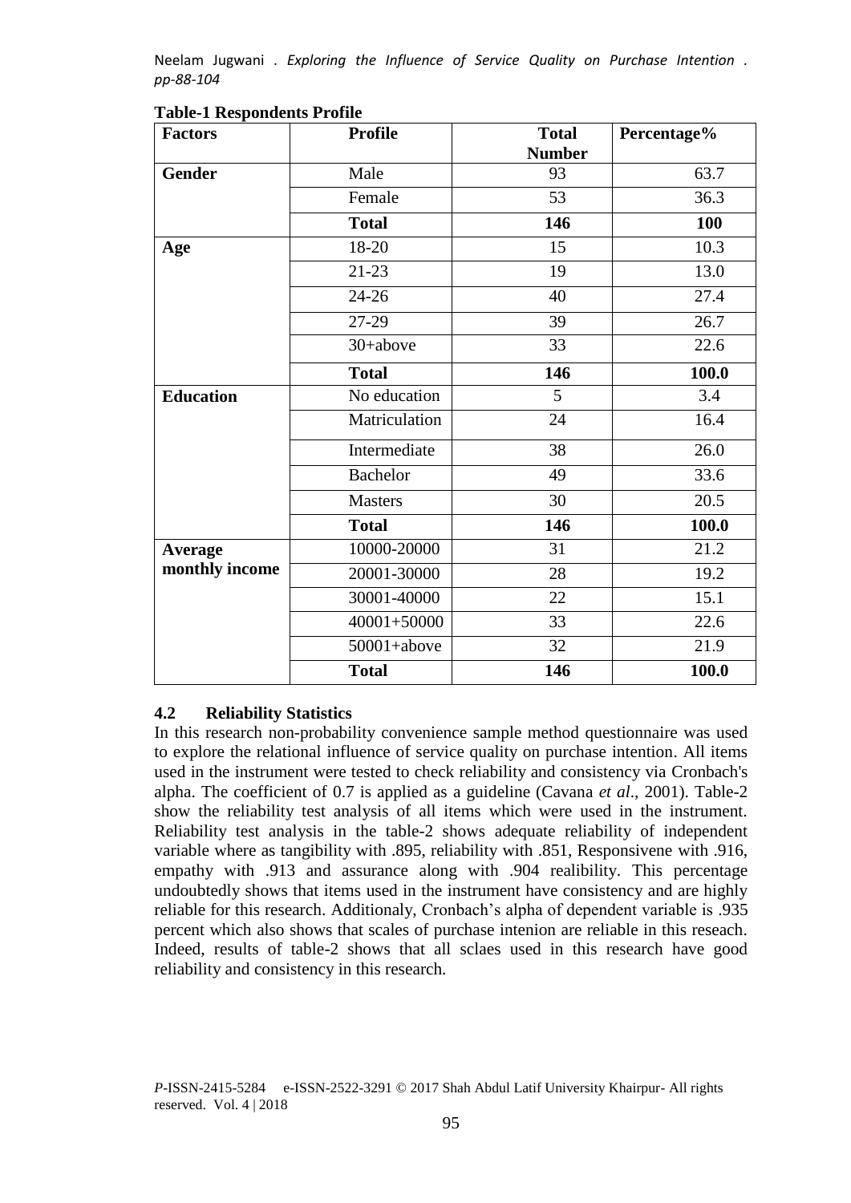**Table-1 Respondents Profile**

| Factors | Profile | Total Number | Percentage% |
|---|---|---|---|
| **Gender** | Male | 93 | 63.7 |
| | Female | 53 | 36.3 |
| | **Total** | **146** | **100** |
| **Age** | 18-20 | 15 | 10.3 |
| | 21-23 | 19 | 13.0 |
| | 24-26 | 40 | 27.4 |
| | 27-29 | 39 | 26.7 |
| | 30+above | 33 | 22.6 |
| | **Total** | **146** | **100.0** |
| **Education** | No education | 5 | 3.4 |
| | Matriculation | 24 | 16.4 |
| | Intermediate | 38 | 26.0 |
| | Bachelor | 49 | 33.6 |
| | Masters | 30 | 20.5 |
| | **Total** | **146** | **100.0** |
| **Average monthly income** | 10000-20000 | 31 | 21.2 |
| | 20001-30000 | 28 | 19.2 |
| | 30001-40000 | 22 | 15.1 |
| | 40001+50000 | 33 | 22.6 |
| | 50001+above | 32 | 21.9 |
| | **Total** | **146** | **100.0** |

### 4.2 Reliability Statistics

In this research non-probability convenience sample method questionnaire was used to explore the relational influence of service quality on purchase intention. All items used in the instrument were tested to check reliability and consistency via Cronbach's alpha. The coefficient of 0.7 is applied as a guideline (Cavana *et al*., 2001). Table-2 show the reliability test analysis of all items which were used in the instrument. Reliability test analysis in the table-2 shows adequate reliability of independent variable where as tangibility with .895, reliability with .851, Responsivene with .916, empathy with .913 and assurance along with .904 realibility. This percentage undoubtedly shows that items used in the instrument have consistency and are highly reliable for this research. Additionaly, Cronbach's alpha of dependent variable is .935 percent which also shows that scales of purchase intenion are reliable in this reseach. Indeed, results of table-2 shows that all sclaes used in this research have good reliability and consistency in this research.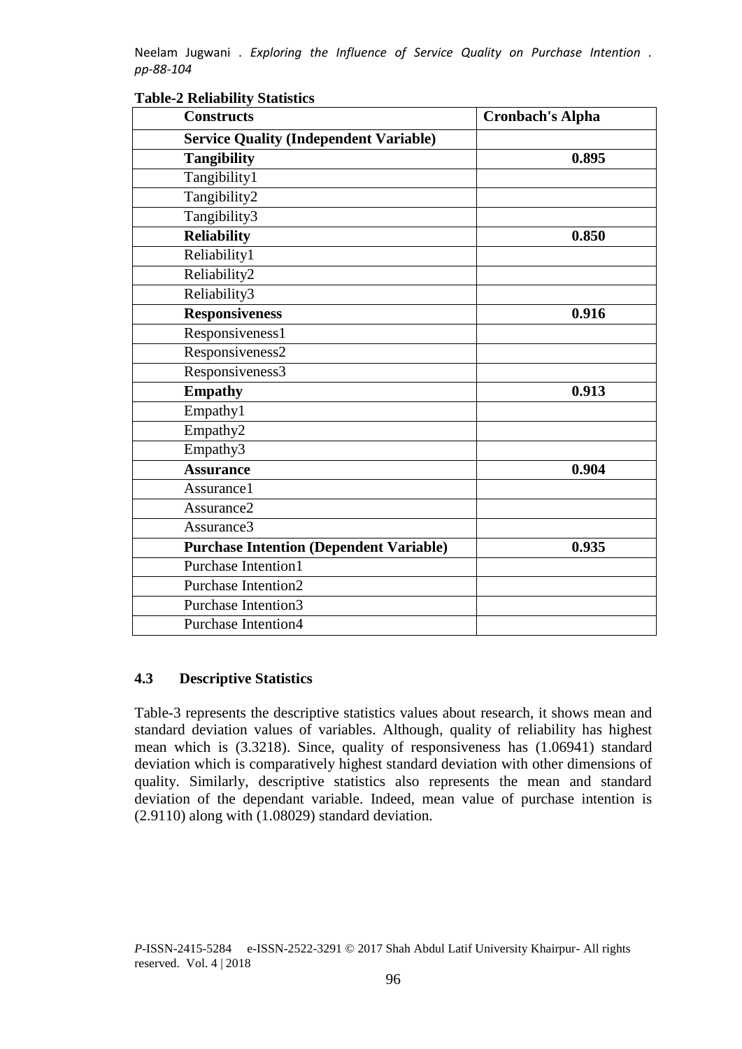**Table-2 Reliability Statistics**

| Constructs | Cronbach's Alpha |
|---|---|
| **Service Quality (Independent Variable)** | |
| **Tangibility** | **0.895** |
| Tangibility1 | |
| Tangibility2 | |
| Tangibility3 | |
| **Reliability** | **0.850** |
| Reliability1 | |
| Reliability2 | |
| Reliability3 | |
| **Responsiveness** | **0.916** |
| Responsiveness1 | |
| Responsiveness2 | |
| Responsiveness3 | |
| **Empathy** | **0.913** |
| Empathy1 | |
| Empathy2 | |
| Empathy3 | |
| **Assurance** | **0.904** |
| Assurance1 | |
| Assurance2 | |
| Assurance3 | |
| **Purchase Intention (Dependent Variable)** | **0.935** |
| Purchase Intention1 | |
| Purchase Intention2 | |
| Purchase Intention3 | |
| Purchase Intention4 | |

### 4.3 Descriptive Statistics

Table-3 represents the descriptive statistics values about research, it shows mean and standard deviation values of variables. Although, quality of reliability has highest mean which is (3.3218). Since, quality of responsiveness has (1.06941) standard deviation which is comparatively highest standard deviation with other dimensions of quality. Similarly, descriptive statistics also represents the mean and standard deviation of the dependant variable. Indeed, mean value of purchase intention is (2.9110) along with (1.08029) standard deviation.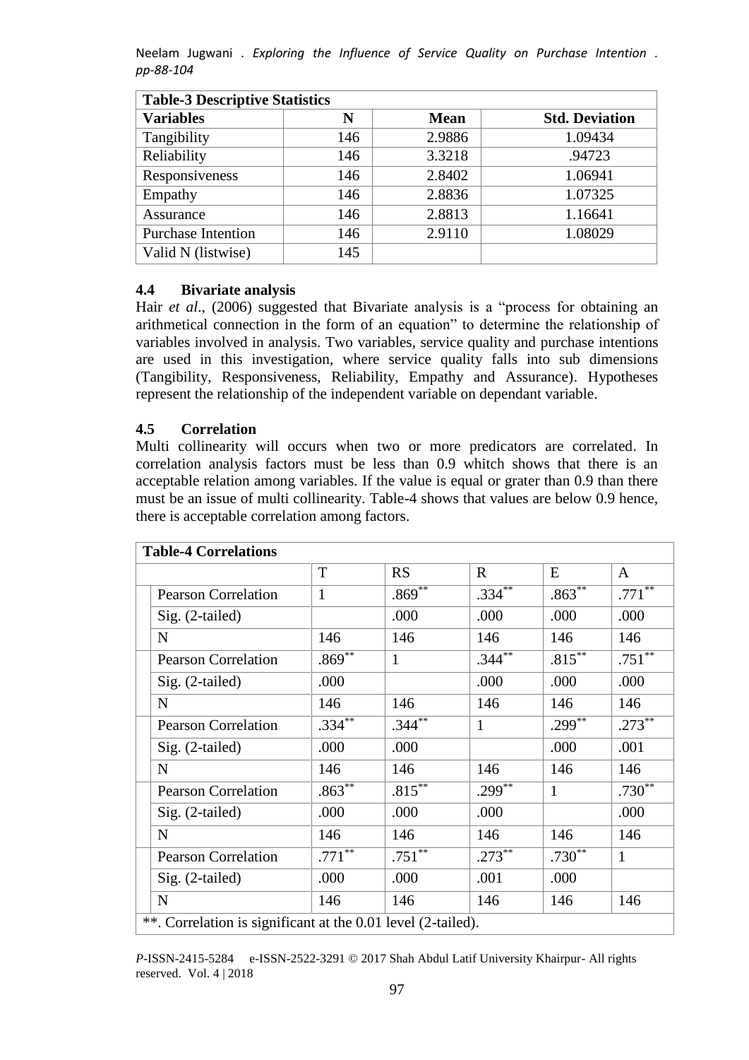| **Table-3 Descriptive Statistics** | | | |
|---|---|---|---|
| **Variables** | **N** | **Mean** | **Std. Deviation** |
| Tangibility | 146 | 2.9886 | 1.09434 |
| Reliability | 146 | 3.3218 | .94723 |
| Responsiveness | 146 | 2.8402 | 1.06941 |
| Empathy | 146 | 2.8836 | 1.07325 |
| Assurance | 146 | 2.8813 | 1.16641 |
| Purchase Intention | 146 | 2.9110 | 1.08029 |
| Valid N (listwise) | 145 | | |

### 4.4 Bivariate analysis

Hair *et al*., (2006) suggested that Bivariate analysis is a "process for obtaining an arithmetical connection in the form of an equation" to determine the relationship of variables involved in analysis. Two variables, service quality and purchase intentions are used in this investigation, where service quality falls into sub dimensions (Tangibility, Responsiveness, Reliability, Empathy and Assurance). Hypotheses represent the relationship of the independent variable on dependant variable.

### 4.5 Correlation

Multi collinearity will occurs when two or more predicators are correlated. In correlation analysis factors must be less than 0.9 whitch shows that there is an acceptable relation among variables. If the value is equal or grater than 0.9 than there must be an issue of multi collinearity. Table-4 shows that values are below 0.9 hence, there is acceptable correlation among factors.

| **Table-4 Correlations** | | | | | | |
|---|---|---|---|---|---|---|
| | | T | RS | R | E | A |
| | Pearson Correlation | 1 | .869** | .334** | .863** | .771** |
| | Sig. (2-tailed) | | .000 | .000 | .000 | .000 |
| | N | 146 | 146 | 146 | 146 | 146 |
| | Pearson Correlation | .869** | 1 | .344** | .815** | .751** |
| | Sig. (2-tailed) | .000 | | .000 | .000 | .000 |
| | N | 146 | 146 | 146 | 146 | 146 |
| | Pearson Correlation | .334** | .344** | 1 | .299** | .273** |
| | Sig. (2-tailed) | .000 | .000 | | .000 | .001 |
| | N | 146 | 146 | 146 | 146 | 146 |
| | Pearson Correlation | .863** | .815** | .299** | 1 | .730** |
| | Sig. (2-tailed) | .000 | .000 | .000 | | .000 |
| | N | 146 | 146 | 146 | 146 | 146 |
| | Pearson Correlation | .771** | .751** | .273** | .730** | 1 |
| | Sig. (2-tailed) | .000 | .000 | .001 | .000 | |
| | N | 146 | 146 | 146 | 146 | 146 |

**. Correlation is significant at the 0.01 level (2-tailed).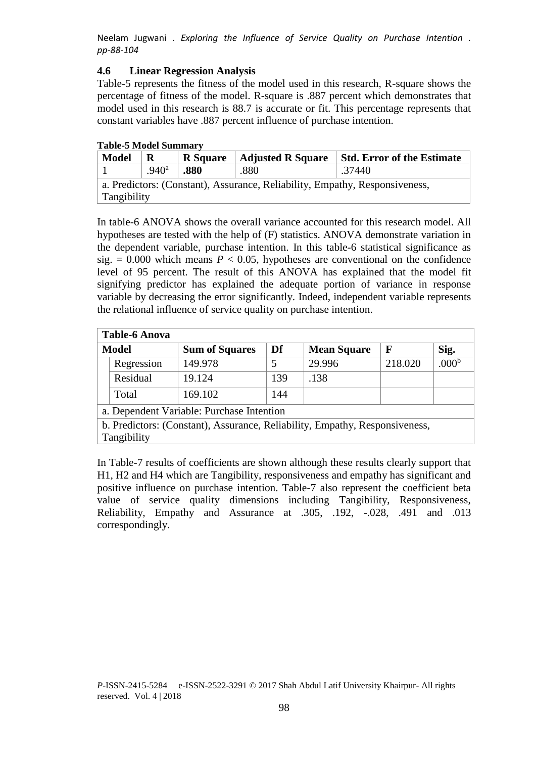### 4.6 Linear Regression Analysis

Table-5 represents the fitness of the model used in this research, R-square shows the percentage of fitness of the model. R-square is .887 percent which demonstrates that model used in this research is 88.7 is accurate or fit. This percentage represents that constant variables have .887 percent influence of purchase intention.

**Table-5 Model Summary**

| Model | R | R Square | Adjusted R Square | Std. Error of the Estimate |
|---|---|---|---|---|
| 1 | .940[a] | **.880** | .880 | .37440 |
| a. Predictors: (Constant), Assurance, Reliability, Empathy, Responsiveness, Tangibility | | | | |

In table-6 ANOVA shows the overall variance accounted for this research model. All hypotheses are tested with the help of (F) statistics. ANOVA demonstrate variation in the dependent variable, purchase intention. In this table-6 statistical significance as sig. = 0.000 which means $P < 0.05$, hypotheses are conventional on the confidence level of 95 percent. The result of this ANOVA has explained that the model fit signifying predictor has explained the adequate portion of variance in response variable by decreasing the error significantly. Indeed, independent variable represents the relational influence of service quality on purchase intention.

**Table-6 Anova**

| Model | | Sum of Squares | Df | Mean Square | F | Sig. |
|---|---|---|---|---|---|---|
| | Regression | 149.978 | 5 | 29.996 | 218.020 | .000[b] |
| | Residual | 19.124 | 139 | .138 | | |
| | Total | 169.102 | 144 | | | |
| a. Dependent Variable: Purchase Intention | | | | | | |
| b. Predictors: (Constant), Assurance, Reliability, Empathy, Responsiveness, Tangibility | | | | | | |

In Table-7 results of coefficients are shown although these results clearly support that H1, H2 and H4 which are Tangibility, responsiveness and empathy has significant and positive influence on purchase intention. Table-7 also represent the coefficient beta value of service quality dimensions including Tangibility, Responsiveness, Reliability, Empathy and Assurance at .305, .192, -.028, .491 and .013 correspondingly.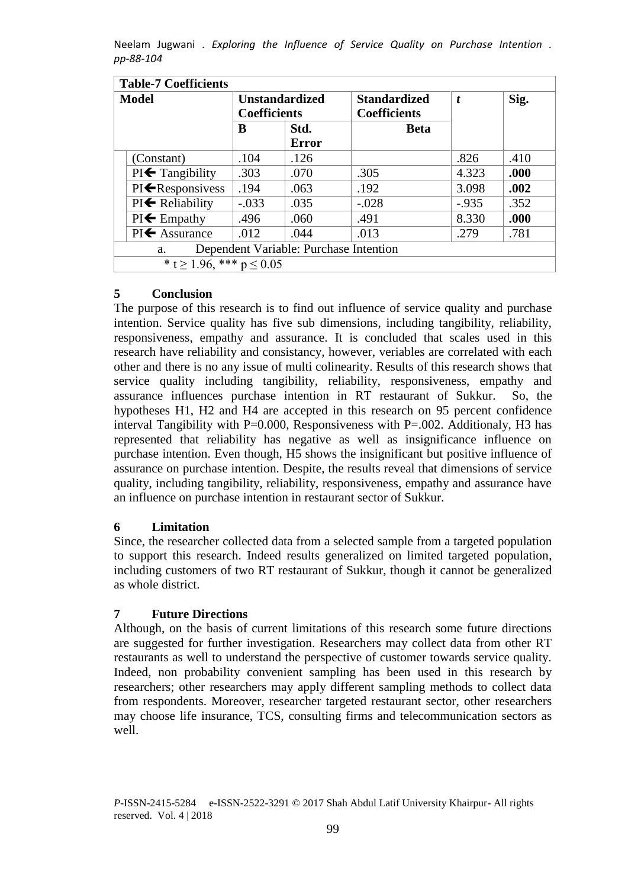**Table-7 Coefficients**

| Model | Unstandardized Coefficients | | Standardized Coefficients | *t* | Sig. |
|---|---|---|---|---|---|
| | B | Std. Error | Beta | | |
| (Constant) | .104 | .126 | | .826 | .410 |
| PI← Tangibility | .303 | .070 | .305 | 4.323 | **.000** |
| PI←Responsivess | .194 | .063 | .192 | 3.098 | **.002** |
| PI← Reliability | -.033 | .035 | -.028 | -.935 | .352 |
| PI← Empathy | .496 | .060 | .491 | 8.330 | **.000** |
| PI← Assurance | .012 | .044 | .013 | .279 | .781 |

a. Dependent Variable: Purchase Intention

* $t \geq 1.96$, *** $p \leq 0.05$

## 5 Conclusion

The purpose of this research is to find out influence of service quality and purchase intention. Service quality has five sub dimensions, including tangibility, reliability, responsiveness, empathy and assurance. It is concluded that scales used in this research have reliability and consistancy, however, veriables are correlated with each other and there is no any issue of multi colinearity. Results of this research shows that service quality including tangibility, reliability, responsiveness, empathy and assurance influences purchase intention in RT restaurant of Sukkur. So, the hypotheses H1, H2 and H4 are accepted in this research on 95 percent confidence interval Tangibility with P=0.000, Responsiveness with P=.002. Additionaly, H3 has represented that reliability has negative as well as insignificance influence on purchase intention. Even though, H5 shows the insignificant but positive influence of assurance on purchase intention. Despite, the results reveal that dimensions of service quality, including tangibility, reliability, responsiveness, empathy and assurance have an influence on purchase intention in restaurant sector of Sukkur.

## 6 Limitation

Since, the researcher collected data from a selected sample from a targeted population to support this research. Indeed results generalized on limited targeted population, including customers of two RT restaurant of Sukkur, though it cannot be generalized as whole district.

## 7 Future Directions

Although, on the basis of current limitations of this research some future directions are suggested for further investigation. Researchers may collect data from other RT restaurants as well to understand the perspective of customer towards service quality. Indeed, non probability convenient sampling has been used in this research by researchers; other researchers may apply different sampling methods to collect data from respondents. Moreover, researcher targeted restaurant sector, other researchers may choose life insurance, TCS, consulting firms and telecommunication sectors as well.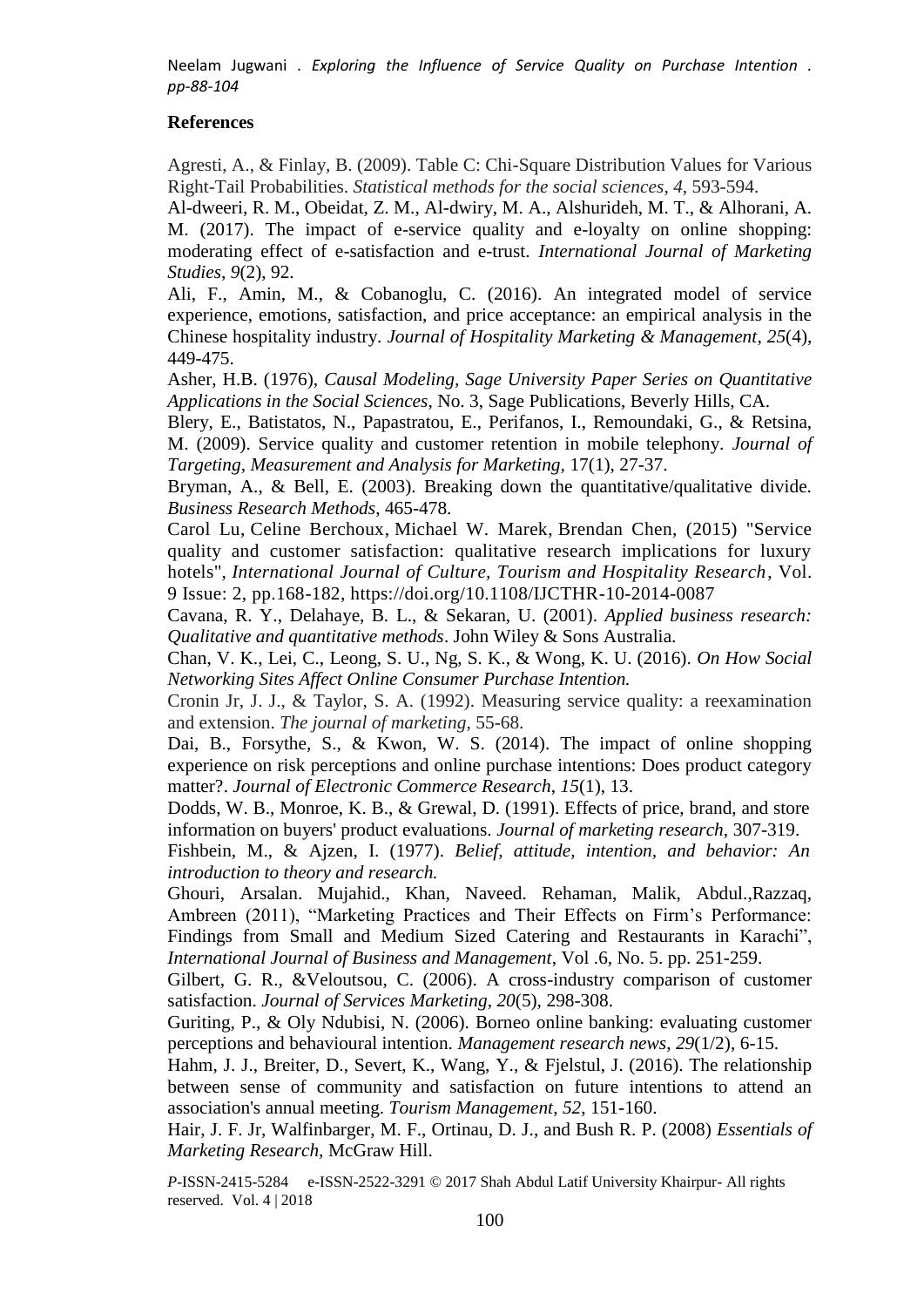## References

Agresti, A., & Finlay, B. (2009). Table C: Chi-Square Distribution Values for Various Right-Tail Probabilities. *Statistical methods for the social sciences*, *4*, 593-594.

Al-dweeri, R. M., Obeidat, Z. M., Al-dwiry, M. A., Alshurideh, M. T., & Alhorani, A. M. (2017). The impact of e-service quality and e-loyalty on online shopping: moderating effect of e-satisfaction and e-trust. *International Journal of Marketing Studies*, *9*(2), 92.

Ali, F., Amin, M., & Cobanoglu, C. (2016). An integrated model of service experience, emotions, satisfaction, and price acceptance: an empirical analysis in the Chinese hospitality industry. *Journal of Hospitality Marketing & Management*, *25*(4), 449-475.

Asher, H.B. (1976), *Causal Modeling, Sage University Paper Series on Quantitative Applications in the Social Sciences*, No. 3, Sage Publications, Beverly Hills, CA.

Blery, E., Batistatos, N., Papastratou, E., Perifanos, I., Remoundaki, G., & Retsina, M. (2009). Service quality and customer retention in mobile telephony. *Journal of Targeting, Measurement and Analysis for Marketing*, 17(1), 27-37.

Bryman, A., & Bell, E. (2003). Breaking down the quantitative/qualitative divide. *Business Research Methods*, 465-478.

Carol Lu, Celine Berchoux, Michael W. Marek, Brendan Chen, (2015) "Service quality and customer satisfaction: qualitative research implications for luxury hotels", *International Journal of Culture, Tourism and Hospitality Research*, Vol. 9 Issue: 2, pp.168-182, https://doi.org/10.1108/IJCTHR-10-2014-0087

Cavana, R. Y., Delahaye, B. L., & Sekaran, U. (2001). *Applied business research: Qualitative and quantitative methods*. John Wiley & Sons Australia.

Chan, V. K., Lei, C., Leong, S. U., Ng, S. K., & Wong, K. U. (2016). *On How Social Networking Sites Affect Online Consumer Purchase Intention.*

Cronin Jr, J. J., & Taylor, S. A. (1992). Measuring service quality: a reexamination and extension. *The journal of marketing*, 55-68.

Dai, B., Forsythe, S., & Kwon, W. S. (2014). The impact of online shopping experience on risk perceptions and online purchase intentions: Does product category matter?. *Journal of Electronic Commerce Research*, *15*(1), 13.

Dodds, W. B., Monroe, K. B., & Grewal, D. (1991). Effects of price, brand, and store information on buyers' product evaluations. *Journal of marketing research*, 307-319.

Fishbein, M., & Ajzen, I. (1977). *Belief, attitude, intention, and behavior: An introduction to theory and research.*

Ghouri, Arsalan. Mujahid., Khan, Naveed. Rehaman, Malik, Abdul.,Razzaq, Ambreen (2011), "Marketing Practices and Their Effects on Firm's Performance: Findings from Small and Medium Sized Catering and Restaurants in Karachi", *International Journal of Business and Management*, Vol .6, No. 5. pp. 251-259.

Gilbert, G. R., &Veloutsou, C. (2006). A cross-industry comparison of customer satisfaction. *Journal of Services Marketing*, *20*(5), 298-308.

Guriting, P., & Oly Ndubisi, N. (2006). Borneo online banking: evaluating customer perceptions and behavioural intention. *Management research news*, *29*(1/2), 6-15.

Hahm, J. J., Breiter, D., Severt, K., Wang, Y., & Fjelstul, J. (2016). The relationship between sense of community and satisfaction on future intentions to attend an association's annual meeting. *Tourism Management*, *52*, 151-160.

Hair, J. F. Jr, Walfinbarger, M. F., Ortinau, D. J., and Bush R. P. (2008) *Essentials of Marketing Research*, McGraw Hill.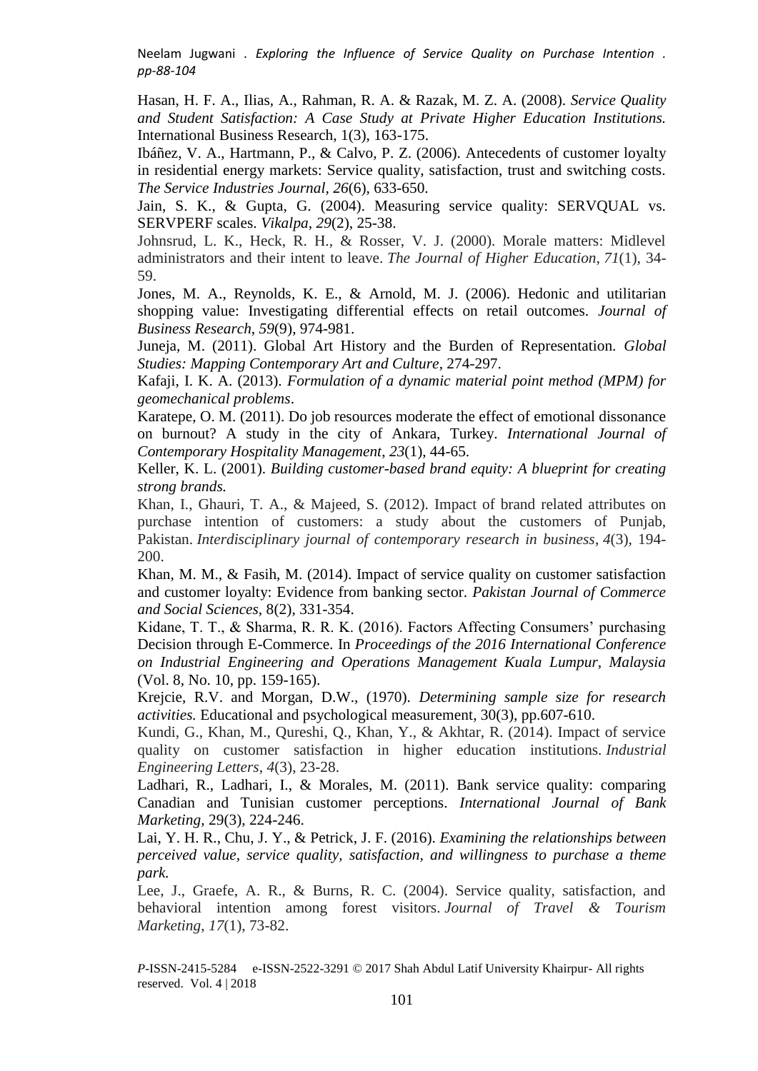Hasan, H. F. A., Ilias, A., Rahman, R. A. & Razak, M. Z. A. (2008). *Service Quality and Student Satisfaction: A Case Study at Private Higher Education Institutions.* International Business Research, 1(3), 163-175.

Ibáñez, V. A., Hartmann, P., & Calvo, P. Z. (2006). Antecedents of customer loyalty in residential energy markets: Service quality, satisfaction, trust and switching costs. *The Service Industries Journal*, *26*(6), 633-650.

Jain, S. K., & Gupta, G. (2004). Measuring service quality: SERVQUAL vs. SERVPERF scales. *Vikalpa*, *29*(2), 25-38.

Johnsrud, L. K., Heck, R. H., & Rosser, V. J. (2000). Morale matters: Midlevel administrators and their intent to leave. *The Journal of Higher Education*, *71*(1), 34-59.

Jones, M. A., Reynolds, K. E., & Arnold, M. J. (2006). Hedonic and utilitarian shopping value: Investigating differential effects on retail outcomes. *Journal of Business Research*, *59*(9), 974-981.

Juneja, M. (2011). Global Art History and the Burden of Representation. *Global Studies: Mapping Contemporary Art and Culture*, 274-297.

Kafaji, I. K. A. (2013). *Formulation of a dynamic material point method (MPM) for geomechanical problems*.

Karatepe, O. M. (2011). Do job resources moderate the effect of emotional dissonance on burnout? A study in the city of Ankara, Turkey. *International Journal of Contemporary Hospitality Management*, *23*(1), 44-65.

Keller, K. L. (2001). *Building customer-based brand equity: A blueprint for creating strong brands.*

Khan, I., Ghauri, T. A., & Majeed, S. (2012). Impact of brand related attributes on purchase intention of customers: a study about the customers of Punjab, Pakistan. *Interdisciplinary journal of contemporary research in business*, *4*(3), 194-200.

Khan, M. M., & Fasih, M. (2014). Impact of service quality on customer satisfaction and customer loyalty: Evidence from banking sector. *Pakistan Journal of Commerce and Social Sciences,* 8(2), 331-354.

Kidane, T. T., & Sharma, R. R. K. (2016). Factors Affecting Consumers' purchasing Decision through E-Commerce. In *Proceedings of the 2016 International Conference on Industrial Engineering and Operations Management Kuala Lumpur, Malaysia* (Vol. 8, No. 10, pp. 159-165).

Krejcie, R.V. and Morgan, D.W., (1970). *Determining sample size for research activities.* Educational and psychological measurement, 30(3), pp.607-610.

Kundi, G., Khan, M., Qureshi, Q., Khan, Y., & Akhtar, R. (2014). Impact of service quality on customer satisfaction in higher education institutions. *Industrial Engineering Letters*, *4*(3), 23-28.

Ladhari, R., Ladhari, I., & Morales, M. (2011). Bank service quality: comparing Canadian and Tunisian customer perceptions. *International Journal of Bank Marketing,* 29(3), 224-246.

Lai, Y. H. R., Chu, J. Y., & Petrick, J. F. (2016). *Examining the relationships between perceived value, service quality, satisfaction, and willingness to purchase a theme park.*

Lee, J., Graefe, A. R., & Burns, R. C. (2004). Service quality, satisfaction, and behavioral intention among forest visitors. *Journal of Travel & Tourism Marketing*, *17*(1), 73-82.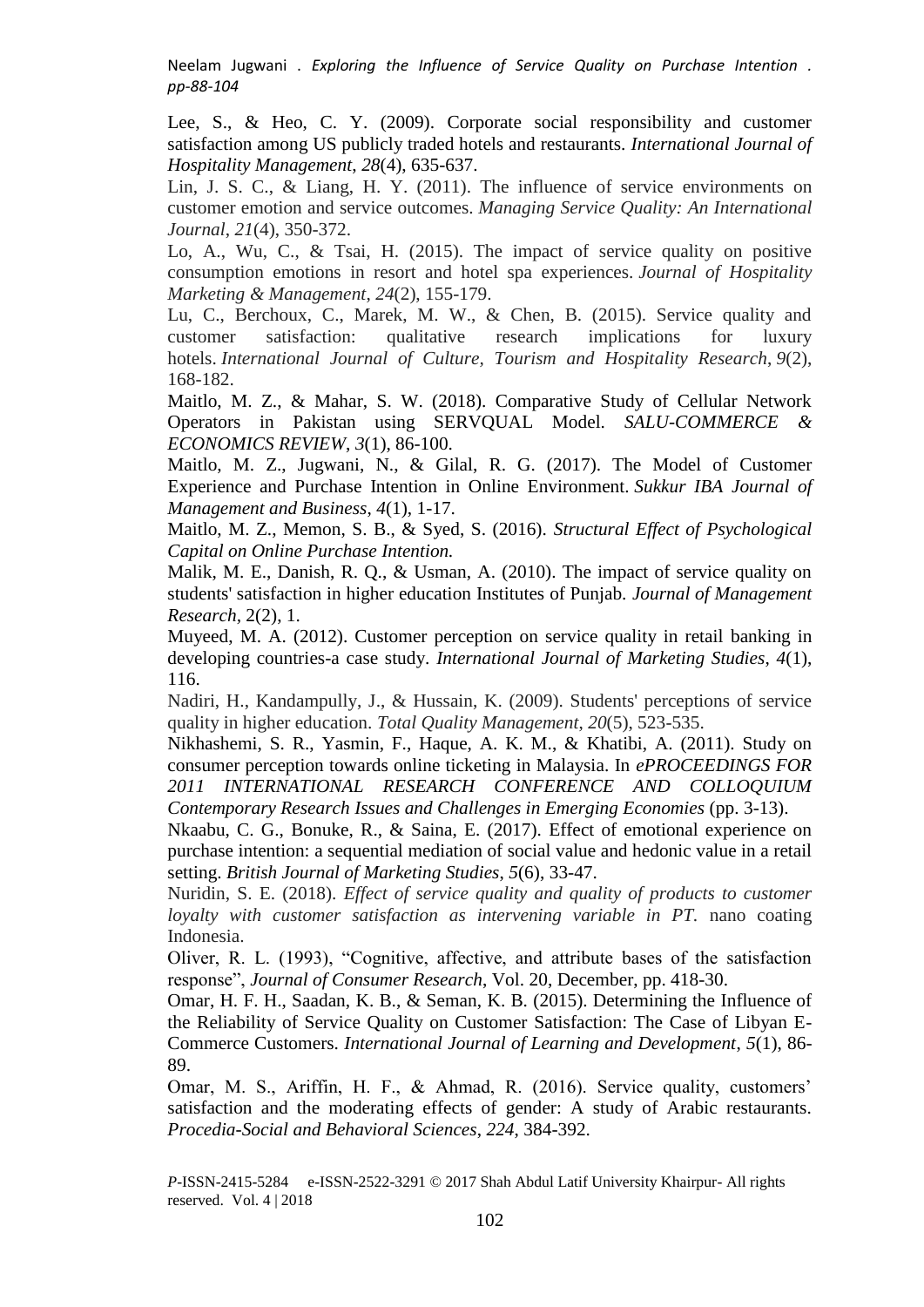Lee, S., & Heo, C. Y. (2009). Corporate social responsibility and customer satisfaction among US publicly traded hotels and restaurants. *International Journal of Hospitality Management*, *28*(4), 635-637.

Lin, J. S. C., & Liang, H. Y. (2011). The influence of service environments on customer emotion and service outcomes. *Managing Service Quality: An International Journal*, *21*(4), 350-372.

Lo, A., Wu, C., & Tsai, H. (2015). The impact of service quality on positive consumption emotions in resort and hotel spa experiences. *Journal of Hospitality Marketing & Management*, *24*(2), 155-179.

Lu, C., Berchoux, C., Marek, M. W., & Chen, B. (2015). Service quality and customer satisfaction: qualitative research implications for luxury hotels. *International Journal of Culture, Tourism and Hospitality Research*, *9*(2), 168-182.

Maitlo, M. Z., & Mahar, S. W. (2018). Comparative Study of Cellular Network Operators in Pakistan using SERVQUAL Model. *SALU-COMMERCE & ECONOMICS REVIEW*, *3*(1), 86-100.

Maitlo, M. Z., Jugwani, N., & Gilal, R. G. (2017). The Model of Customer Experience and Purchase Intention in Online Environment. *Sukkur IBA Journal of Management and Business*, *4*(1), 1-17.

Maitlo, M. Z., Memon, S. B., & Syed, S. (2016). *Structural Effect of Psychological Capital on Online Purchase Intention.*

Malik, M. E., Danish, R. Q., & Usman, A. (2010). The impact of service quality on students' satisfaction in higher education Institutes of Punjab. *Journal of Management Research,* 2(2), 1.

Muyeed, M. A. (2012). Customer perception on service quality in retail banking in developing countries-a case study. *International Journal of Marketing Studies*, *4*(1), 116.

Nadiri, H., Kandampully, J., & Hussain, K. (2009). Students' perceptions of service quality in higher education. *Total Quality Management*, *20*(5), 523-535.

Nikhashemi, S. R., Yasmin, F., Haque, A. K. M., & Khatibi, A. (2011). Study on consumer perception towards online ticketing in Malaysia. In *ePROCEEDINGS FOR 2011 INTERNATIONAL RESEARCH CONFERENCE AND COLLOQUIUM Contemporary Research Issues and Challenges in Emerging Economies* (pp. 3-13).

Nkaabu, C. G., Bonuke, R., & Saina, E. (2017). Effect of emotional experience on purchase intention: a sequential mediation of social value and hedonic value in a retail setting. *British Journal of Marketing Studies*, *5*(6), 33-47.

Nuridin, S. E. (2018). *Effect of service quality and quality of products to customer loyalty with customer satisfaction as intervening variable in PT.* nano coating Indonesia.

Oliver, R. L. (1993), "Cognitive, affective, and attribute bases of the satisfaction response", *Journal of Consumer Research*, Vol. 20, December, pp. 418-30.

Omar, H. F. H., Saadan, K. B., & Seman, K. B. (2015). Determining the Influence of the Reliability of Service Quality on Customer Satisfaction: The Case of Libyan E-Commerce Customers. *International Journal of Learning and Development*, *5*(1), 86-89.

Omar, M. S., Ariffin, H. F., & Ahmad, R. (2016). Service quality, customers' satisfaction and the moderating effects of gender: A study of Arabic restaurants. *Procedia-Social and Behavioral Sciences*, *224*, 384-392.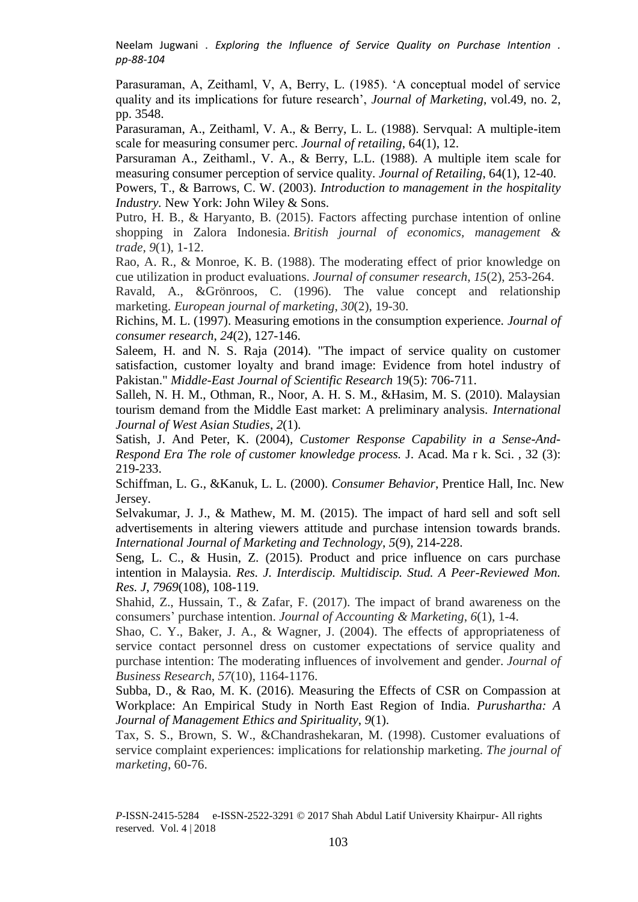Parasuraman, A, Zeithaml, V, A, Berry, L. (1985). 'A conceptual model of service quality and its implications for future research', *Journal of Marketing*, vol.49, no. 2, pp. 3548.

Parasuraman, A., Zeithaml, V. A., & Berry, L. L. (1988). Servqual: A multiple-item scale for measuring consumer perc. *Journal of retailing*, 64(1), 12.

Parsuraman A., Zeithaml., V. A., & Berry, L.L. (1988). A multiple item scale for measuring consumer perception of service quality. *Journal of Retailing*, 64(1), 12-40.

Powers, T., & Barrows, C. W. (2003). *Introduction to management in the hospitality Industry.* New York: John Wiley & Sons.

Putro, H. B., & Haryanto, B. (2015). Factors affecting purchase intention of online shopping in Zalora Indonesia. *British journal of economics, management & trade*, *9*(1), 1-12.

Rao, A. R., & Monroe, K. B. (1988). The moderating effect of prior knowledge on cue utilization in product evaluations. *Journal of consumer research*, *15*(2), 253-264.

Ravald, A., &Grönroos, C. (1996). The value concept and relationship marketing. *European journal of marketing*, *30*(2), 19-30.

Richins, M. L. (1997). Measuring emotions in the consumption experience. *Journal of consumer research*, *24*(2), 127-146.

Saleem, H. and N. S. Raja (2014). "The impact of service quality on customer satisfaction, customer loyalty and brand image: Evidence from hotel industry of Pakistan." *Middle-East Journal of Scientific Research* 19(5): 706-711.

Salleh, N. H. M., Othman, R., Noor, A. H. S. M., &Hasim, M. S. (2010). Malaysian tourism demand from the Middle East market: A preliminary analysis. *International Journal of West Asian Studies*, *2*(1).

Satish, J. And Peter, K. (2004), *Customer Response Capability in a Sense-And-Respond Era The role of customer knowledge process.* J. Acad. Ma r k. Sci. , 32 (3): 219-233.

Schiffman, L. G., &Kanuk, L. L. (2000). *Consumer Behavior*, Prentice Hall, Inc. New Jersey.

Selvakumar, J. J., & Mathew, M. M. (2015). The impact of hard sell and soft sell advertisements in altering viewers attitude and purchase intension towards brands. *International Journal of Marketing and Technology*, *5*(9), 214-228.

Seng, L. C., & Husin, Z. (2015). Product and price influence on cars purchase intention in Malaysia. *Res. J. Interdiscip. Multidiscip. Stud. A Peer-Reviewed Mon. Res. J*, *7969*(108), 108-119.

Shahid, Z., Hussain, T., & Zafar, F. (2017). The impact of brand awareness on the consumers' purchase intention. *Journal of Accounting & Marketing*, *6*(1), 1-4.

Shao, C. Y., Baker, J. A., & Wagner, J. (2004). The effects of appropriateness of service contact personnel dress on customer expectations of service quality and purchase intention: The moderating influences of involvement and gender. *Journal of Business Research*, *57*(10), 1164-1176.

Subba, D., & Rao, M. K. (2016). Measuring the Effects of CSR on Compassion at Workplace: An Empirical Study in North East Region of India. *Purushartha: A Journal of Management Ethics and Spirituality*, *9*(1).

Tax, S. S., Brown, S. W., &Chandrashekaran, M. (1998). Customer evaluations of service complaint experiences: implications for relationship marketing. *The journal of marketing*, 60-76.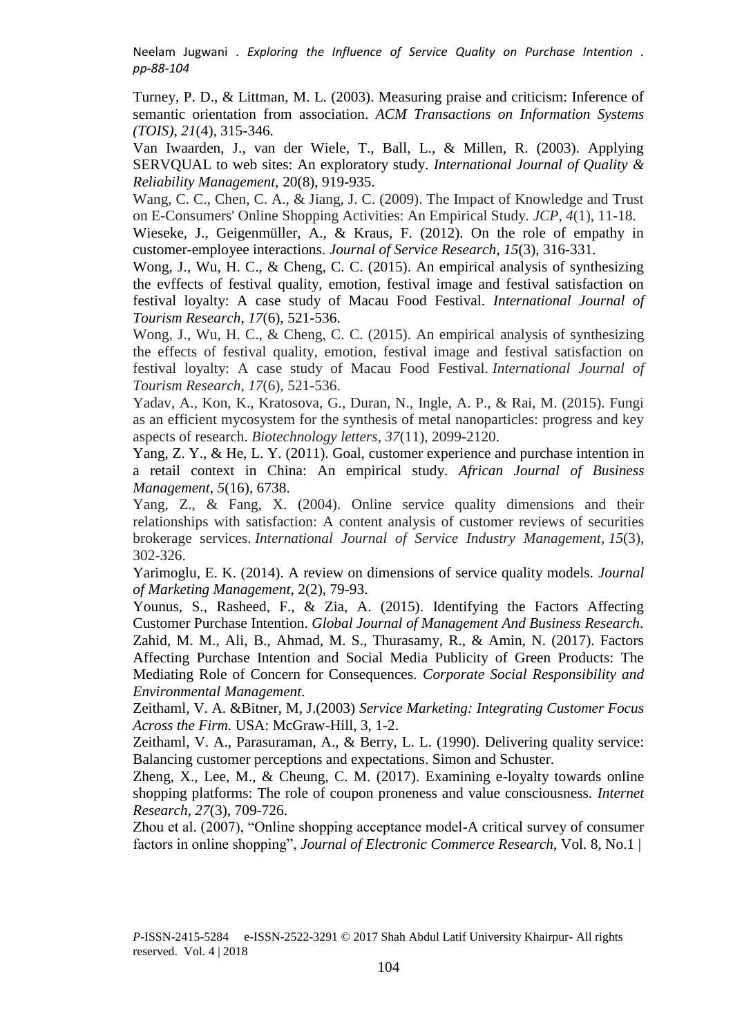Turney, P. D., & Littman, M. L. (2003). Measuring praise and criticism: Inference of semantic orientation from association. *ACM Transactions on Information Systems (TOIS)*, *21*(4), 315-346.

Van Iwaarden, J., van der Wiele, T., Ball, L., & Millen, R. (2003). Applying SERVQUAL to web sites: An exploratory study. *International Journal of Quality & Reliability Management*, 20(8), 919-935.

Wang, C. C., Chen, C. A., & Jiang, J. C. (2009). The Impact of Knowledge and Trust on E-Consumers' Online Shopping Activities: An Empirical Study. *JCP*, *4*(1), 11-18.

Wieseke, J., Geigenmüller, A., & Kraus, F. (2012). On the role of empathy in customer-employee interactions. *Journal of Service Research*, *15*(3), 316-331.

Wong, J., Wu, H. C., & Cheng, C. C. (2015). An empirical analysis of synthesizing the evffects of festival quality, emotion, festival image and festival satisfaction on festival loyalty: A case study of Macau Food Festival. *International Journal of Tourism Research*, *17*(6), 521-536.

Wong, J., Wu, H. C., & Cheng, C. C. (2015). An empirical analysis of synthesizing the effects of festival quality, emotion, festival image and festival satisfaction on festival loyalty: A case study of Macau Food Festival. *International Journal of Tourism Research*, *17*(6), 521-536.

Yadav, A., Kon, K., Kratosova, G., Duran, N., Ingle, A. P., & Rai, M. (2015). Fungi as an efficient mycosystem for the synthesis of metal nanoparticles: progress and key aspects of research. *Biotechnology letters*, *37*(11), 2099-2120.

Yang, Z. Y., & He, L. Y. (2011). Goal, customer experience and purchase intention in a retail context in China: An empirical study. *African Journal of Business Management*, *5*(16), 6738.

Yang, Z., & Fang, X. (2004). Online service quality dimensions and their relationships with satisfaction: A content analysis of customer reviews of securities brokerage services. *International Journal of Service Industry Management*, *15*(3), 302-326.

Yarimoglu, E. K. (2014). A review on dimensions of service quality models. *Journal of Marketing Management*, 2(2), 79-93.

Younus, S., Rasheed, F., & Zia, A. (2015). Identifying the Factors Affecting Customer Purchase Intention. *Global Journal of Management And Business Research*.

Zahid, M. M., Ali, B., Ahmad, M. S., Thurasamy, R., & Amin, N. (2017). Factors Affecting Purchase Intention and Social Media Publicity of Green Products: The Mediating Role of Concern for Consequences. *Corporate Social Responsibility and Environmental Management*.

Zeithaml, V. A. &Bitner, M, J.(2003) *Service Marketing: Integrating Customer Focus Across the Firm.* USA: McGraw-Hill, 3, 1-2.

Zeithaml, V. A., Parasuraman, A., & Berry, L. L. (1990). Delivering quality service: Balancing customer perceptions and expectations. Simon and Schuster.

Zheng, X., Lee, M., & Cheung, C. M. (2017). Examining e-loyalty towards online shopping platforms: The role of coupon proneness and value consciousness. *Internet Research*, *27*(3), 709-726.

Zhou et al. (2007), "Online shopping acceptance model-A critical survey of consumer factors in online shopping", *Journal of Electronic Commerce Research*, Vol. 8, No.1 |